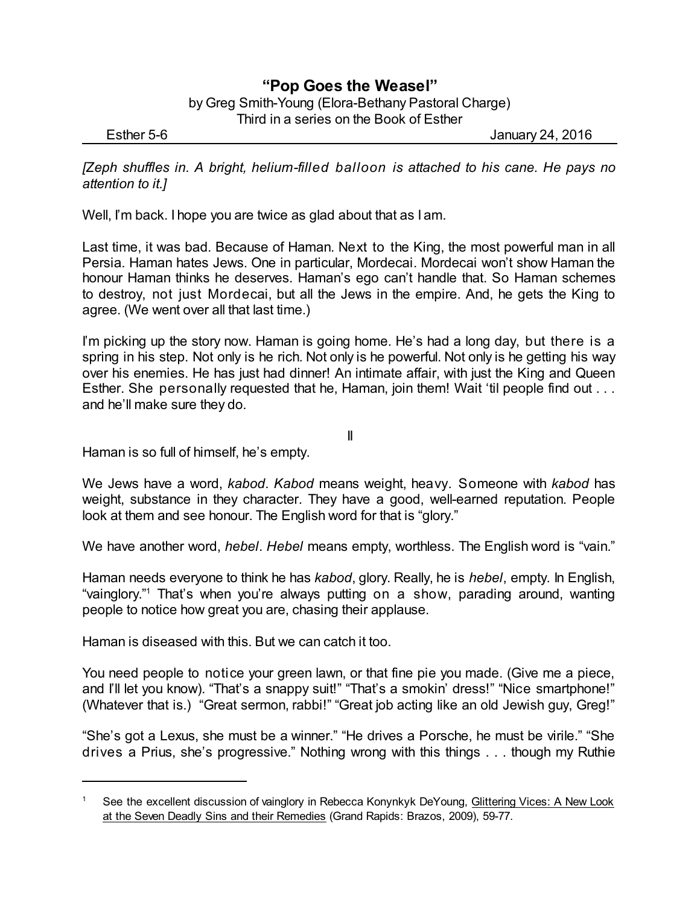# "Pop Goes the Weasel"

by Greg Smith-Young (Elora-Bethany Pastoral Charge)
Third in a series on the Book of Esther

Esther 5-6 January 24, 2016

*[Zeph shuffles in. A bright, helium-filled balloon is attached to his cane. He pays no attention to it.]*

Well, I'm back. I hope you are twice as glad about that as I am.

Last time, it was bad. Because of Haman. Next to the King, the most powerful man in all Persia. Haman hates Jews. One in particular, Mordecai. Mordecai won't show Haman the honour Haman thinks he deserves. Haman's ego can't handle that. So Haman schemes to destroy, not just Mordecai, but all the Jews in the empire. And, he gets the King to agree. (We went over all that last time.)

I'm picking up the story now. Haman is going home. He's had a long day, but there is a spring in his step. Not only is he rich. Not only is he powerful. Not only is he getting his way over his enemies. He has just had dinner! An intimate affair, with just the King and Queen Esther. She personally requested that he, Haman, join them! Wait 'til people find out . . . and he'll make sure they do.

II

Haman is so full of himself, he's empty.

We Jews have a word, *kabod*. *Kabod* means weight, heavy. Someone with *kabod* has weight, substance in they character. They have a good, well-earned reputation. People look at them and see honour. The English word for that is "glory."

We have another word, *hebel*. *Hebel* means empty, worthless. The English word is "vain."

Haman needs everyone to think he has *kabod*, glory. Really, he is *hebel*, empty. In English, "vainglory."[1] That's when you're always putting on a show, parading around, wanting people to notice how great you are, chasing their applause.

Haman is diseased with this. But we can catch it too.

You need people to notice your green lawn, or that fine pie you made. (Give me a piece, and I'll let you know). "That's a snappy suit!" "That's a smokin' dress!" "Nice smartphone!" (Whatever that is.) "Great sermon, rabbi!" "Great job acting like an old Jewish guy, Greg!"

"She's got a Lexus, she must be a winner." "He drives a Porsche, he must be virile." "She drives a Prius, she's progressive." Nothing wrong with this things . . . though my Ruthie

---

[1] See the excellent discussion of vainglory in Rebecca Konynkyk DeYoung, Glittering Vices: A New Look at the Seven Deadly Sins and their Remedies (Grand Rapids: Brazos, 2009), 59-77.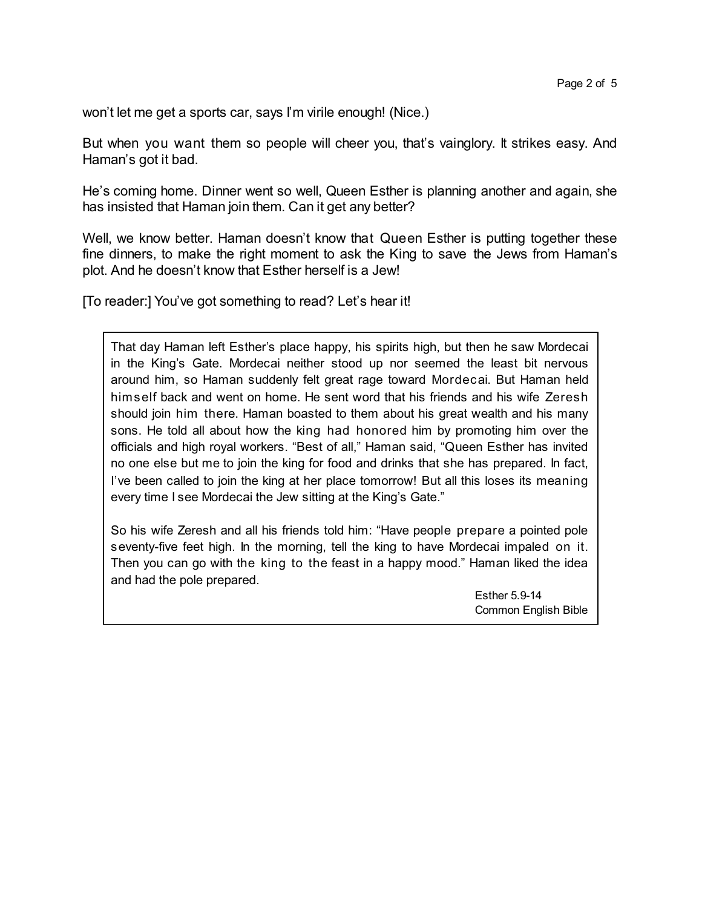won't let me get a sports car, says I'm virile enough! (Nice.)

But when you want them so people will cheer you, that's vainglory. It strikes easy. And Haman's got it bad.

He's coming home. Dinner went so well, Queen Esther is planning another and again, she has insisted that Haman join them. Can it get any better?

Well, we know better. Haman doesn't know that Queen Esther is putting together these fine dinners, to make the right moment to ask the King to save the Jews from Haman's plot. And he doesn't know that Esther herself is a Jew!

[To reader:] You've got something to read? Let's hear it!

> That day Haman left Esther's place happy, his spirits high, but then he saw Mordecai in the King's Gate. Mordecai neither stood up nor seemed the least bit nervous around him, so Haman suddenly felt great rage toward Mordecai. But Haman held himself back and went on home. He sent word that his friends and his wife Zeresh should join him there. Haman boasted to them about his great wealth and his many sons. He told all about how the king had honored him by promoting him over the officials and high royal workers. "Best of all," Haman said, "Queen Esther has invited no one else but me to join the king for food and drinks that she has prepared. In fact, I've been called to join the king at her place tomorrow! But all this loses its meaning every time I see Mordecai the Jew sitting at the King's Gate."
>
> So his wife Zeresh and all his friends told him: "Have people prepare a pointed pole seventy-five feet high. In the morning, tell the king to have Mordecai impaled on it. Then you can go with the king to the feast in a happy mood." Haman liked the idea and had the pole prepared.
>
> Esther 5.9-14
> Common English Bible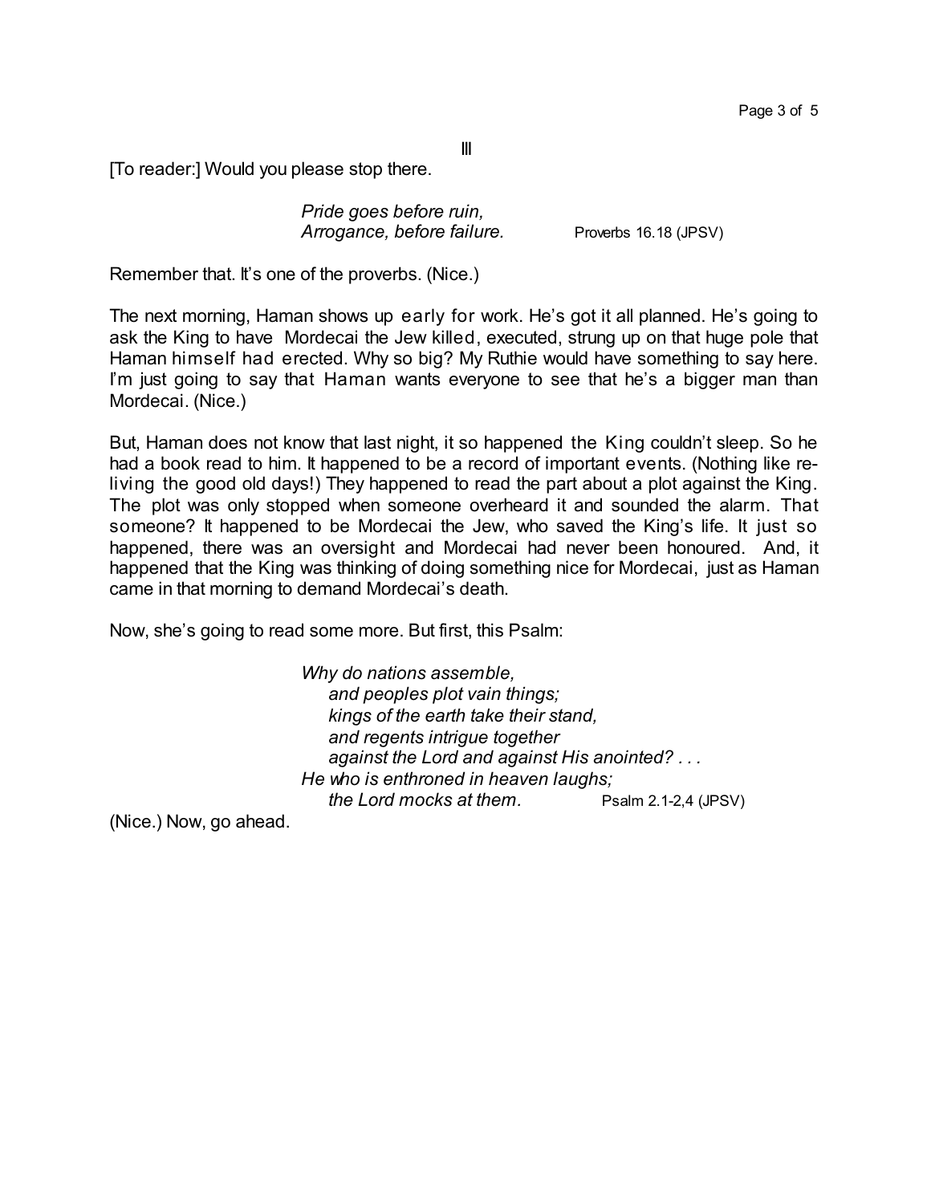III

[To reader:] Would you please stop there.

> *Pride goes before ruin,*
> *Arrogance, before failure.* Proverbs 16.18 (JPSV)

Remember that. It's one of the proverbs. (Nice.)

The next morning, Haman shows up early for work. He's got it all planned. He's going to ask the King to have Mordecai the Jew killed, executed, strung up on that huge pole that Haman himself had erected. Why so big? My Ruthie would have something to say here. I'm just going to say that Haman wants everyone to see that he's a bigger man than Mordecai. (Nice.)

But, Haman does not know that last night, it so happened the King couldn't sleep. So he had a book read to him. It happened to be a record of important events. (Nothing like re-living the good old days!) They happened to read the part about a plot against the King. The plot was only stopped when someone overheard it and sounded the alarm. That someone? It happened to be Mordecai the Jew, who saved the King's life. It just so happened, there was an oversight and Mordecai had never been honoured. And, it happened that the King was thinking of doing something nice for Mordecai, just as Haman came in that morning to demand Mordecai's death.

Now, she's going to read some more. But first, this Psalm:

> *Why do nations assemble,*
> *and peoples plot vain things;*
> *kings of the earth take their stand,*
> *and regents intrigue together*
> *against the Lord and against His anointed? . . .*
> *He who is enthroned in heaven laughs;*
> *the Lord mocks at them.* Psalm 2.1-2,4 (JPSV)

(Nice.) Now, go ahead.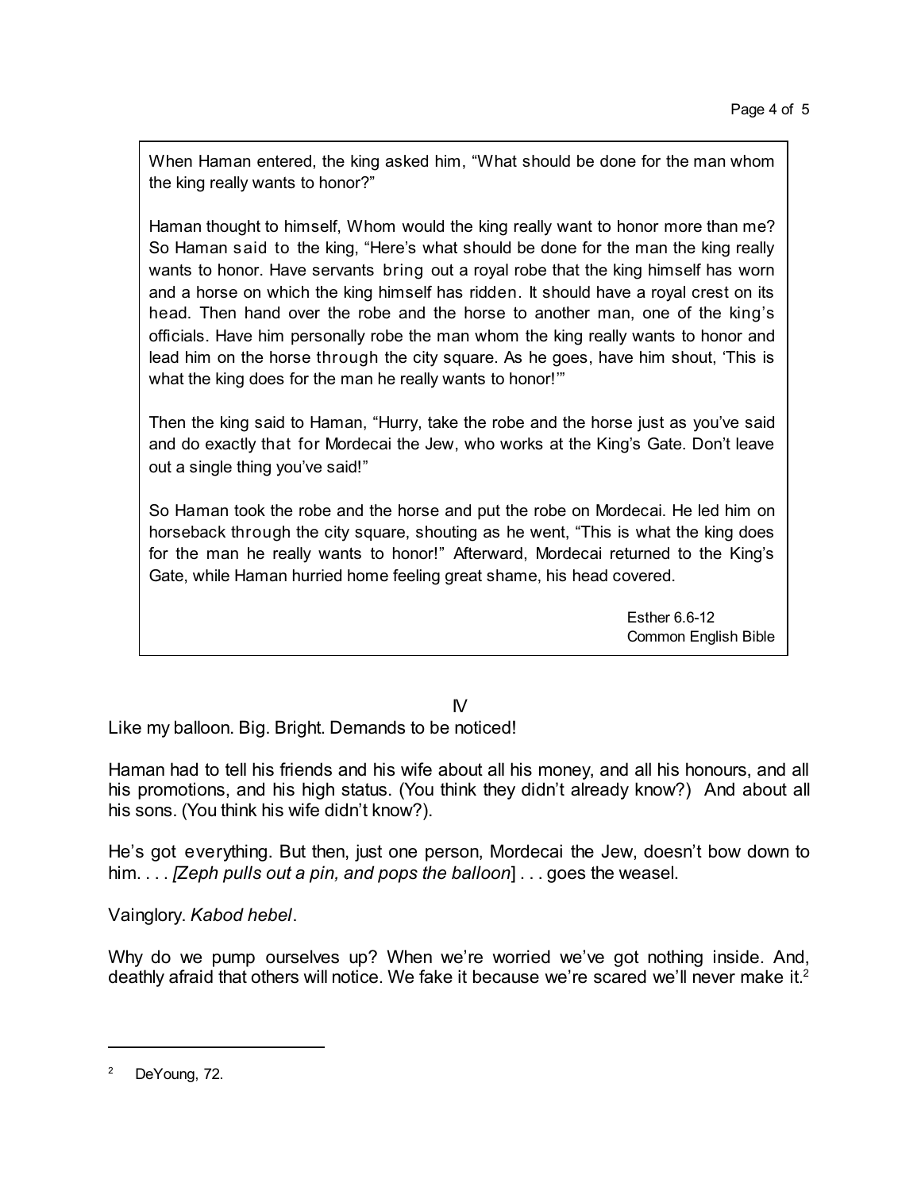> When Haman entered, the king asked him, "What should be done for the man whom the king really wants to honor?"
>
> Haman thought to himself, Whom would the king really want to honor more than me? So Haman said to the king, "Here's what should be done for the man the king really wants to honor. Have servants bring out a royal robe that the king himself has worn and a horse on which the king himself has ridden. It should have a royal crest on its head. Then hand over the robe and the horse to another man, one of the king's officials. Have him personally robe the man whom the king really wants to honor and lead him on the horse through the city square. As he goes, have him shout, 'This is what the king does for the man he really wants to honor!'"
>
> Then the king said to Haman, "Hurry, take the robe and the horse just as you've said and do exactly that for Mordecai the Jew, who works at the King's Gate. Don't leave out a single thing you've said!"
>
> So Haman took the robe and the horse and put the robe on Mordecai. He led him on horseback through the city square, shouting as he went, "This is what the king does for the man he really wants to honor!" Afterward, Mordecai returned to the King's Gate, while Haman hurried home feeling great shame, his head covered.
>
> Esther 6.6-12
> Common English Bible

## IV

Like my balloon. Big. Bright. Demands to be noticed!

Haman had to tell his friends and his wife about all his money, and all his honours, and all his promotions, and his high status. (You think they didn't already know?) And about all his sons. (You think his wife didn't know?).

He's got everything. But then, just one person, Mordecai the Jew, doesn't bow down to him. . . . *[Zeph pulls out a pin, and pops the balloon*] . . . goes the weasel.

Vainglory. *Kabod hebel*.

Why do we pump ourselves up? When we're worried we've got nothing inside. And, deathly afraid that others will notice. We fake it because we're scared we'll never make it.[2]

---

[2] DeYoung, 72.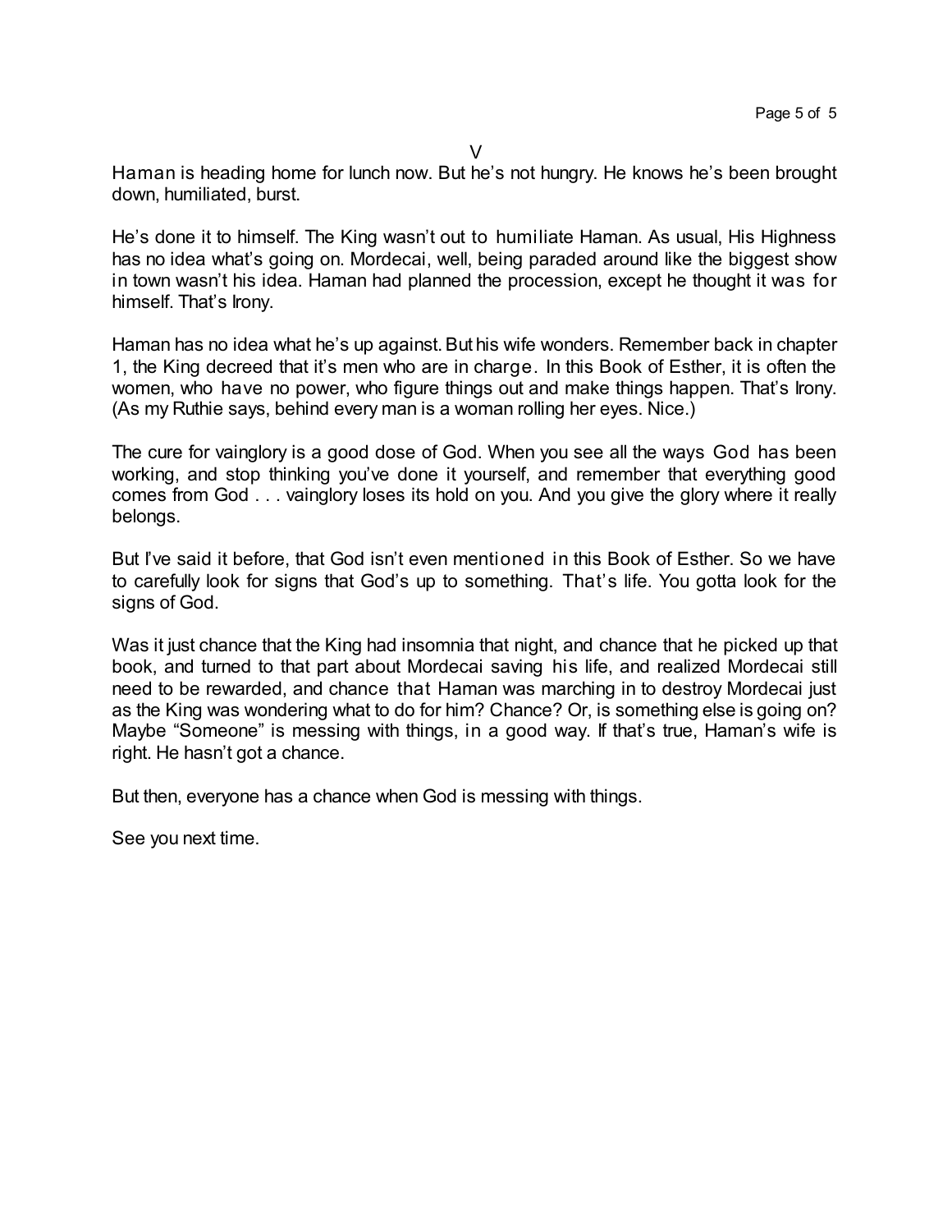V

Haman is heading home for lunch now. But he's not hungry. He knows he's been brought down, humiliated, burst.

He's done it to himself. The King wasn't out to humiliate Haman. As usual, His Highness has no idea what's going on. Mordecai, well, being paraded around like the biggest show in town wasn't his idea. Haman had planned the procession, except he thought it was for himself. That's Irony.

Haman has no idea what he's up against. But his wife wonders. Remember back in chapter 1, the King decreed that it's men who are in charge. In this Book of Esther, it is often the women, who have no power, who figure things out and make things happen. That's Irony. (As my Ruthie says, behind every man is a woman rolling her eyes. Nice.)

The cure for vainglory is a good dose of God. When you see all the ways God has been working, and stop thinking you've done it yourself, and remember that everything good comes from God . . . vainglory loses its hold on you. And you give the glory where it really belongs.

But I've said it before, that God isn't even mentioned in this Book of Esther. So we have to carefully look for signs that God's up to something. That's life. You gotta look for the signs of God.

Was it just chance that the King had insomnia that night, and chance that he picked up that book, and turned to that part about Mordecai saving his life, and realized Mordecai still need to be rewarded, and chance that Haman was marching in to destroy Mordecai just as the King was wondering what to do for him? Chance? Or, is something else is going on? Maybe "Someone" is messing with things, in a good way. If that's true, Haman's wife is right. He hasn't got a chance.

But then, everyone has a chance when God is messing with things.

See you next time.